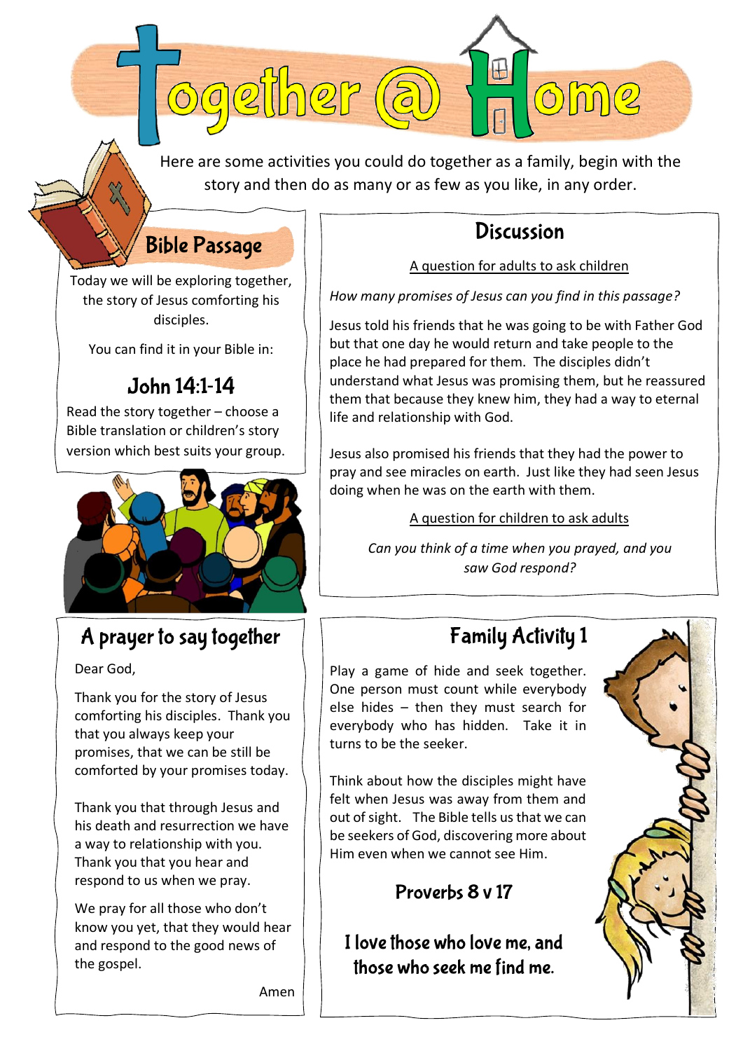# Together @ Home

Here are some activities you could do together as a family, begin with the story and then do as many or as few as you like, in any order.

## Bible Passage

Today we will be exploring together, the story of Jesus comforting his disciples.

You can find it in your Bible in:

### John 14:1-14

Read the story together – choose a Bible translation or children's story version which best suits your group.

## Discussion

A question for adults to ask children

*How many promises of Jesus can you find in this passage?*

Jesus told his friends that he was going to be with Father God but that one day he would return and take people to the place he had prepared for them. The disciples didn't understand what Jesus was promising them, but he reassured them that because they knew him, they had a way to eternal life and relationship with God.

Jesus also promised his friends that they had the power to pray and see miracles on earth. Just like they had seen Jesus doing when he was on the earth with them.

A question for children to ask adults

*Can you think of a time when you prayed, and you saw God respond?*

## A prayer to say together

Dear God,

Thank you for the story of Jesus comforting his disciples. Thank you that you always keep your promises, that we can be still be comforted by your promises today.

Thank you that through Jesus and his death and resurrection we have a way to relationship with you. Thank you that you hear and respond to us when we pray.

We pray for all those who don't know you yet, that they would hear and respond to the good news of the gospel.

Amen

## Family Activity 1

Play a game of hide and seek together. One person must count while everybody else hides – then they must search for everybody who has hidden. Take it in turns to be the seeker.

Think about how the disciples might have felt when Jesus was away from them and out of sight. The Bible tells us that we can be seekers of God, discovering more about Him even when we cannot see Him.

### Proverbs 8 v 17

**I love those who love me, and those who seek me find me.**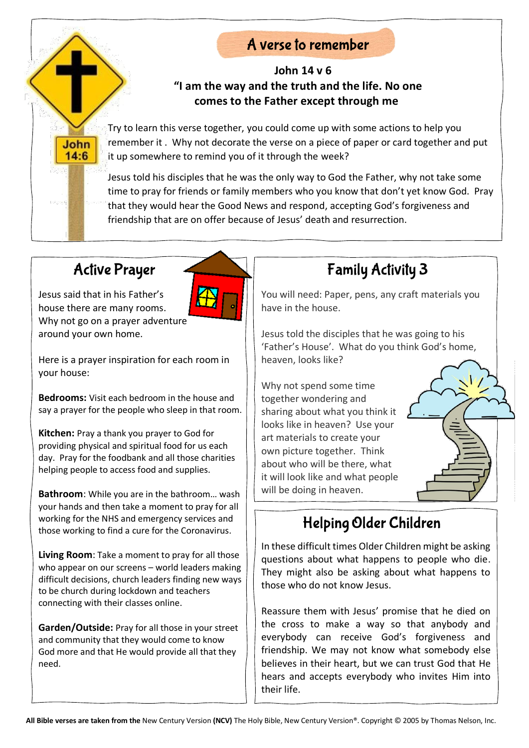## A verse to remember

**John 14 v 6**
**"I am the way and the truth and the life. No one comes to the Father except through me**

John 14:6

Try to learn this verse together, you could come up with some actions to help you remember it . Why not decorate the verse on a piece of paper or card together and put it up somewhere to remind you of it through the week?

Jesus told his disciples that he was the only way to God the Father, why not take some time to pray for friends or family members who you know that don't yet know God. Pray that they would hear the Good News and respond, accepting God's forgiveness and friendship that are on offer because of Jesus' death and resurrection.

## Active Prayer

Jesus said that in his Father's house there are many rooms. Why not go on a prayer adventure around your own home.

Here is a prayer inspiration for each room in your house:

**Bedrooms:** Visit each bedroom in the house and say a prayer for the people who sleep in that room.

**Kitchen:** Pray a thank you prayer to God for providing physical and spiritual food for us each day. Pray for the foodbank and all those charities helping people to access food and supplies.

**Bathroom**: While you are in the bathroom… wash your hands and then take a moment to pray for all working for the NHS and emergency services and those working to find a cure for the Coronavirus.

**Living Room**: Take a moment to pray for all those who appear on our screens – world leaders making difficult decisions, church leaders finding new ways to be church during lockdown and teachers connecting with their classes online.

**Garden/Outside:** Pray for all those in your street and community that they would come to know God more and that He would provide all that they need.

## Family Activity 3

You will need: Paper, pens, any craft materials you have in the house.

Jesus told the disciples that he was going to his 'Father's House'. What do you think God's home, heaven, looks like?

Why not spend some time together wondering and sharing about what you think it looks like in heaven? Use your art materials to create your own picture together. Think about who will be there, what it will look like and what people will be doing in heaven.

## Helping Older Children

In these difficult times Older Children might be asking questions about what happens to people who die. They might also be asking about what happens to those who do not know Jesus.

Reassure them with Jesus' promise that he died on the cross to make a way so that anybody and everybody can receive God's forgiveness and friendship. We may not know what somebody else believes in their heart, but we can trust God that He hears and accepts everybody who invites Him into their life.

**All Bible verses are taken from the** New Century Version **(NCV)** The Holy Bible, New Century Version®. Copyright © 2005 by Thomas Nelson, Inc.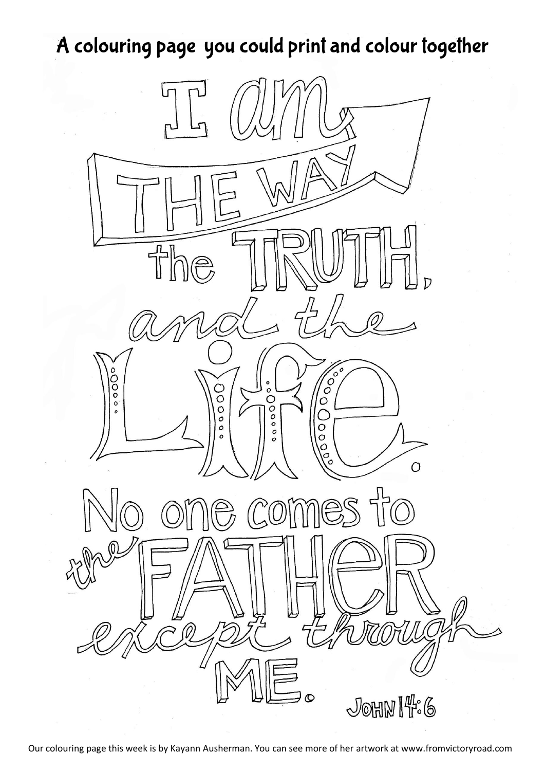# A colouring page you could print and colour together

I am
THE WAY
the TRUTH,
and the
Life.
No one comes to
the FATHER
except through
ME.

JOHN 14:6

Our colouring page this week is by Kayann Ausherman. You can see more of her artwork at www.fromvictoryroad.com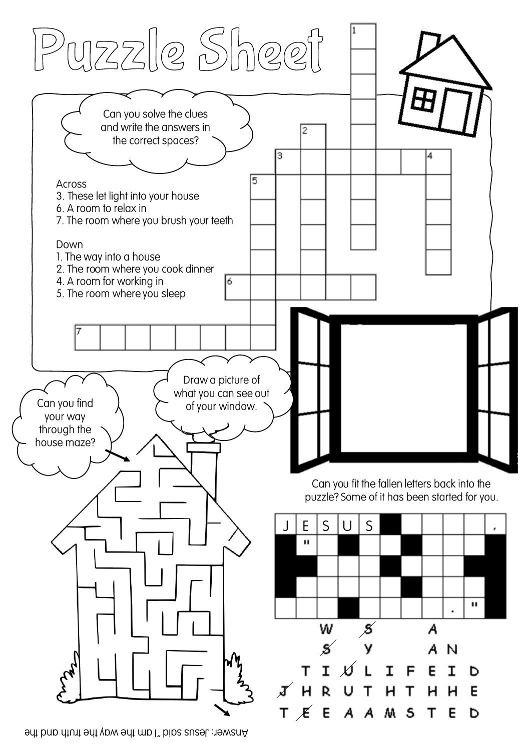# Puzzle Sheet

Can you solve the clues and write the answers in the correct spaces?

**Across**

3. These let light into your house
6. A room to relax in
7. The room where you brush your teeth

**Down**

1. The way into a house
2. The room where you cook dinner
4. A room for working in
5. The room where you sleep

Draw a picture of what you can see out of your window.

Can you find your way through the house maze?

Can you fit the fallen letters back into the puzzle? Some of it has been started for you.

| | | | | | | | | | | |
|---|---|---|---|---|---|---|---|---|---|---|
| J | E | S | U | S | ■ | | | | | , |
| ■ | " | | ■ | | | ■ | | | | ■ |
| ■ | ■ | | | | ■ | | | | ■ | ■ |
| ■ | | | | | | ■ | | | | ■ |
| | | | ■ | | | | | . | " | ■ |

W S A

S Y A N

T I U L I F E I D

J H R U T H T H H E

T E E A A M S T E D

Answer: Jesus said "I am the way the truth and the